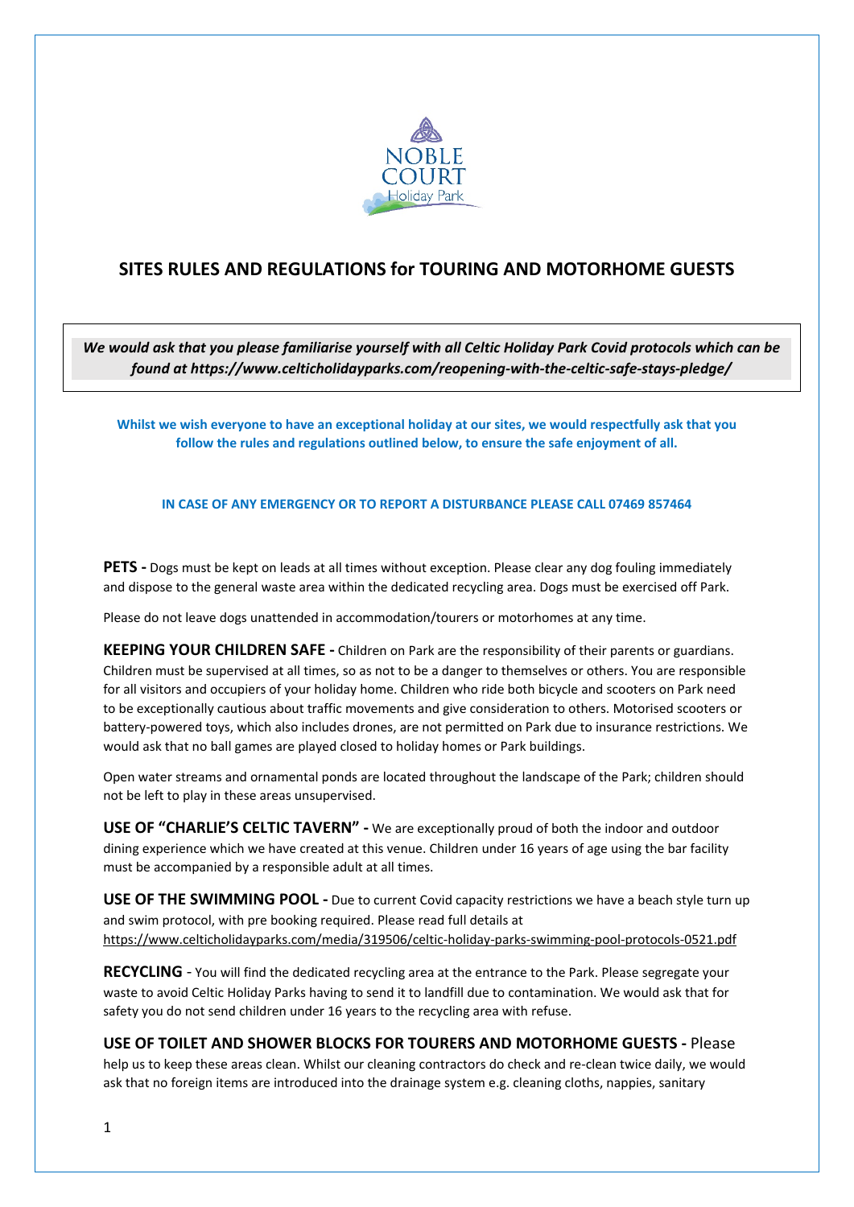NOBLE COURT Holiday Park

# SITES RULES AND REGULATIONS for TOURING AND MOTORHOME GUESTS

***We would ask that you please familiarise yourself with all Celtic Holiday Park Covid protocols which can be found at https://www.celticholidayparks.com/reopening-with-the-celtic-safe-stays-pledge/***

**Whilst we wish everyone to have an exceptional holiday at our sites, we would respectfully ask that you follow the rules and regulations outlined below, to ensure the safe enjoyment of all.**

**IN CASE OF ANY EMERGENCY OR TO REPORT A DISTURBANCE PLEASE CALL 07469 857464**

**PETS -** Dogs must be kept on leads at all times without exception. Please clear any dog fouling immediately and dispose to the general waste area within the dedicated recycling area. Dogs must be exercised off Park.

Please do not leave dogs unattended in accommodation/tourers or motorhomes at any time.

**KEEPING YOUR CHILDREN SAFE -** Children on Park are the responsibility of their parents or guardians. Children must be supervised at all times, so as not to be a danger to themselves or others. You are responsible for all visitors and occupiers of your holiday home. Children who ride both bicycle and scooters on Park need to be exceptionally cautious about traffic movements and give consideration to others. Motorised scooters or battery-powered toys, which also includes drones, are not permitted on Park due to insurance restrictions. We would ask that no ball games are played closed to holiday homes or Park buildings.

Open water streams and ornamental ponds are located throughout the landscape of the Park; children should not be left to play in these areas unsupervised.

**USE OF "CHARLIE'S CELTIC TAVERN" -** We are exceptionally proud of both the indoor and outdoor dining experience which we have created at this venue. Children under 16 years of age using the bar facility must be accompanied by a responsible adult at all times.

**USE OF THE SWIMMING POOL -** Due to current Covid capacity restrictions we have a beach style turn up and swim protocol, with pre booking required. Please read full details at https://www.celticholidayparks.com/media/319506/celtic-holiday-parks-swimming-pool-protocols-0521.pdf

**RECYCLING** - You will find the dedicated recycling area at the entrance to the Park. Please segregate your waste to avoid Celtic Holiday Parks having to send it to landfill due to contamination. We would ask that for safety you do not send children under 16 years to the recycling area with refuse.

**USE OF TOILET AND SHOWER BLOCKS FOR TOURERS AND MOTORHOME GUESTS -** Please help us to keep these areas clean. Whilst our cleaning contractors do check and re-clean twice daily, we would ask that no foreign items are introduced into the drainage system e.g. cleaning cloths, nappies, sanitary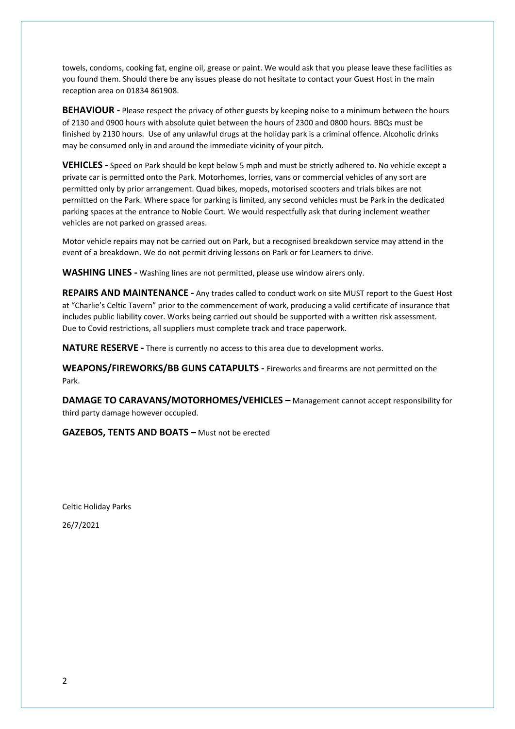towels, condoms, cooking fat, engine oil, grease or paint. We would ask that you please leave these facilities as you found them. Should there be any issues please do not hesitate to contact your Guest Host in the main reception area on 01834 861908.

**BEHAVIOUR -** Please respect the privacy of other guests by keeping noise to a minimum between the hours of 2130 and 0900 hours with absolute quiet between the hours of 2300 and 0800 hours. BBQs must be finished by 2130 hours. Use of any unlawful drugs at the holiday park is a criminal offence. Alcoholic drinks may be consumed only in and around the immediate vicinity of your pitch.

**VEHICLES -** Speed on Park should be kept below 5 mph and must be strictly adhered to. No vehicle except a private car is permitted onto the Park. Motorhomes, lorries, vans or commercial vehicles of any sort are permitted only by prior arrangement. Quad bikes, mopeds, motorised scooters and trials bikes are not permitted on the Park. Where space for parking is limited, any second vehicles must be Park in the dedicated parking spaces at the entrance to Noble Court. We would respectfully ask that during inclement weather vehicles are not parked on grassed areas.

Motor vehicle repairs may not be carried out on Park, but a recognised breakdown service may attend in the event of a breakdown. We do not permit driving lessons on Park or for Learners to drive.

**WASHING LINES -** Washing lines are not permitted, please use window airers only.

**REPAIRS AND MAINTENANCE -** Any trades called to conduct work on site MUST report to the Guest Host at "Charlie's Celtic Tavern" prior to the commencement of work, producing a valid certificate of insurance that includes public liability cover. Works being carried out should be supported with a written risk assessment. Due to Covid restrictions, all suppliers must complete track and trace paperwork.

**NATURE RESERVE -** There is currently no access to this area due to development works.

**WEAPONS/FIREWORKS/BB GUNS CATAPULTS -** Fireworks and firearms are not permitted on the Park.

**DAMAGE TO CARAVANS/MOTORHOMES/VEHICLES –** Management cannot accept responsibility for third party damage however occupied.

**GAZEBOS, TENTS AND BOATS –** Must not be erected

Celtic Holiday Parks

26/7/2021